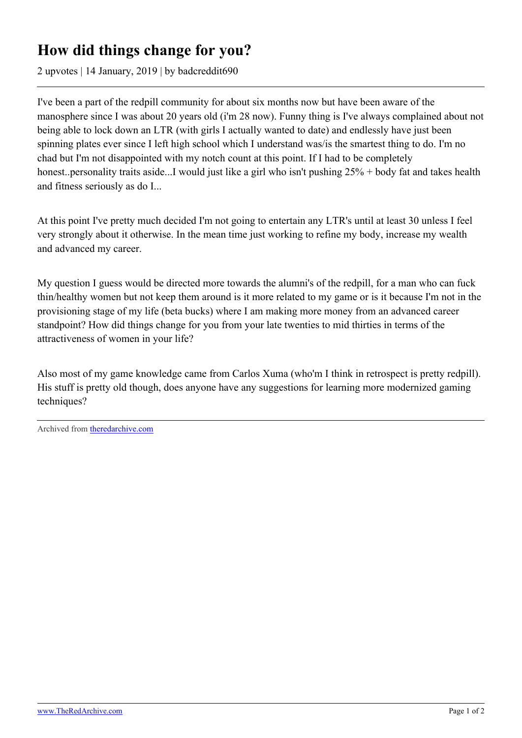# How did things change for you?

2 upvotes | 14 January, 2019 | by badcreddit690

I've been a part of the redpill community for about six months now but have been aware of the manosphere since I was about 20 years old (i'm 28 now). Funny thing is I've always complained about not being able to lock down an LTR (with girls I actually wanted to date) and endlessly have just been spinning plates ever since I left high school which I understand was/is the smartest thing to do. I'm no chad but I'm not disappointed with my notch count at this point. If I had to be completely honest..personality traits aside...I would just like a girl who isn't pushing 25% + body fat and takes health and fitness seriously as do I...

At this point I've pretty much decided I'm not going to entertain any LTR's until at least 30 unless I feel very strongly about it otherwise. In the mean time just working to refine my body, increase my wealth and advanced my career.

My question I guess would be directed more towards the alumni's of the redpill, for a man who can fuck thin/healthy women but not keep them around is it more related to my game or is it because I'm not in the provisioning stage of my life (beta bucks) where I am making more money from an advanced career standpoint? How did things change for you from your late twenties to mid thirties in terms of the attractiveness of women in your life?

Also most of my game knowledge came from Carlos Xuma (who'm I think in retrospect is pretty redpill). His stuff is pretty old though, does anyone have any suggestions for learning more modernized gaming techniques?

Archived from [theredarchive.com](https://theredarchive.com)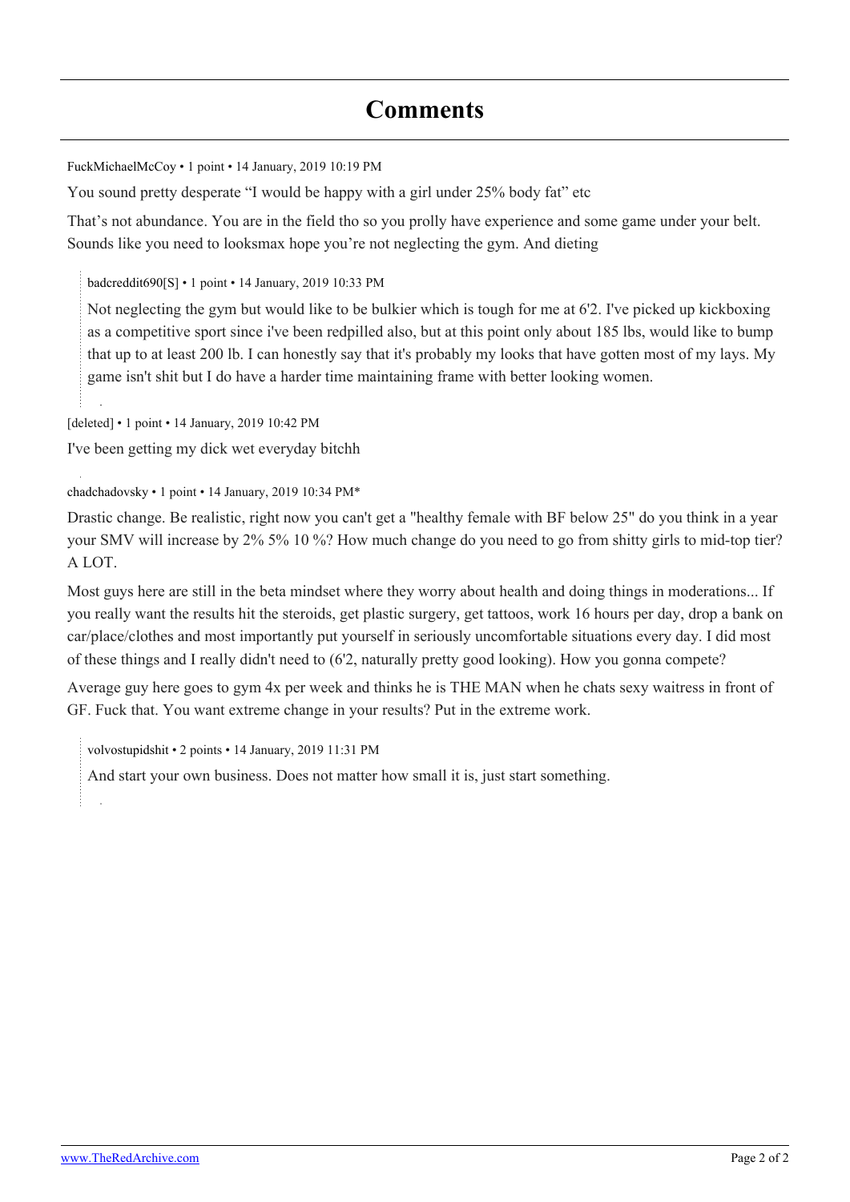## Comments

FuckMichaelMcCoy • 1 point • 14 January, 2019 10:19 PM

You sound pretty desperate "I would be happy with a girl under 25% body fat" etc

That's not abundance. You are in the field tho so you prolly have experience and some game under your belt. Sounds like you need to looksmax hope you're not neglecting the gym. And dieting

> badcreddit690[S] • 1 point • 14 January, 2019 10:33 PM
>
> Not neglecting the gym but would like to be bulkier which is tough for me at 6'2. I've picked up kickboxing as a competitive sport since i've been redpilled also, but at this point only about 185 lbs, would like to bump that up to at least 200 lb. I can honestly say that it's probably my looks that have gotten most of my lays. My game isn't shit but I do have a harder time maintaining frame with better looking women.

[deleted] • 1 point • 14 January, 2019 10:42 PM

I've been getting my dick wet everyday bitchh

chadchadovsky • 1 point • 14 January, 2019 10:34 PM*

Drastic change. Be realistic, right now you can't get a "healthy female with BF below 25" do you think in a year your SMV will increase by 2% 5% 10 %? How much change do you need to go from shitty girls to mid-top tier? A LOT.

Most guys here are still in the beta mindset where they worry about health and doing things in moderations... If you really want the results hit the steroids, get plastic surgery, get tattoos, work 16 hours per day, drop a bank on car/place/clothes and most importantly put yourself in seriously uncomfortable situations every day. I did most of these things and I really didn't need to (6'2, naturally pretty good looking). How you gonna compete?

Average guy here goes to gym 4x per week and thinks he is THE MAN when he chats sexy waitress in front of GF. Fuck that. You want extreme change in your results? Put in the extreme work.

> volvostupidshit • 2 points • 14 January, 2019 11:31 PM
>
> And start your own business. Does not matter how small it is, just start something.